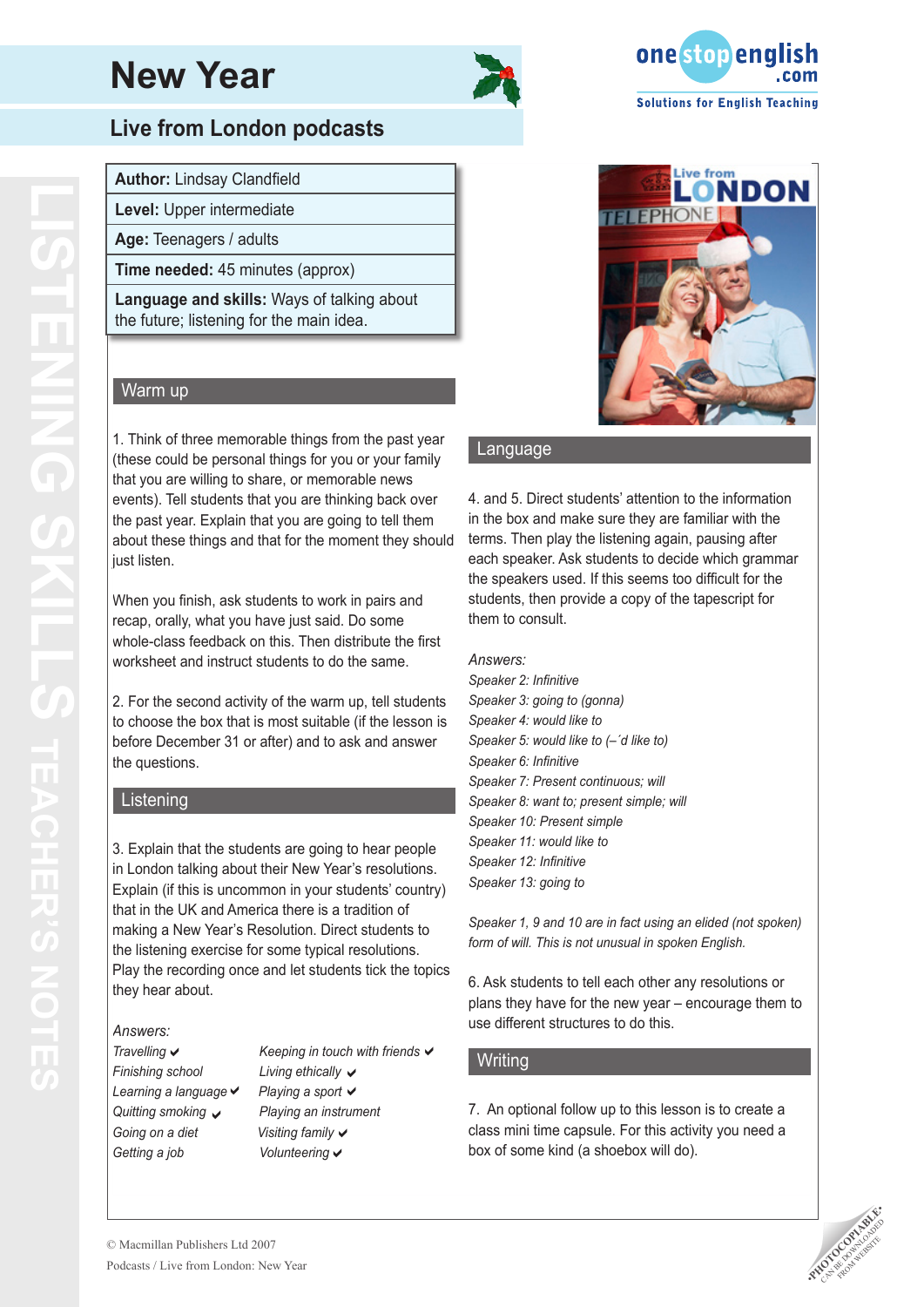# New Year

## Live from London podcasts

| | |
|---|---|
| **Author:** Lindsay Clandfield | |
| **Level:** Upper intermediate | |
| **Age:** Teenagers / adults | |
| **Time needed:** 45 minutes (approx) | |
| **Language and skills:** Ways of talking about the future; listening for the main idea. | |

### Warm up

1. Think of three memorable things from the past year (these could be personal things for you or your family that you are willing to share, or memorable news events). Tell students that you are thinking back over the past year. Explain that you are going to tell them about these things and that for the moment they should just listen.

When you finish, ask students to work in pairs and recap, orally, what you have just said. Do some whole-class feedback on this. Then distribute the first worksheet and instruct students to do the same.

2. For the second activity of the warm up, tell students to choose the box that is most suitable (if the lesson is before December 31 or after) and to ask and answer the questions.

### Listening

3. Explain that the students are going to hear people in London talking about their New Year's resolutions. Explain (if this is uncommon in your students' country) that in the UK and America there is a tradition of making a New Year's Resolution. Direct students to the listening exercise for some typical resolutions. Play the recording once and let students tick the topics they hear about.

*Answers:*

| | |
|---|---|
| *Travelling* ✔ | *Keeping in touch with friends* ✔ |
| *Finishing school* | *Living ethically* ✔ |
| *Learning a language* ✔ | *Playing a sport* ✔ |
| *Quitting smoking* ✔ | *Playing an instrument* |
| *Going on a diet* | *Visiting family* ✔ |
| *Getting a job* | *Volunteering* ✔ |

### Language

4. and 5. Direct students' attention to the information in the box and make sure they are familiar with the terms. Then play the listening again, pausing after each speaker. Ask students to decide which grammar the speakers used. If this seems too difficult for the students, then provide a copy of the tapescript for them to consult.

*Answers:*
*Speaker 2: Infinitive*
*Speaker 3: going to (gonna)*
*Speaker 4: would like to*
*Speaker 5: would like to (–'d like to)*
*Speaker 6: Infinitive*
*Speaker 7: Present continuous; will*
*Speaker 8: want to; present simple; will*
*Speaker 10: Present simple*
*Speaker 11: would like to*
*Speaker 12: Infinitive*
*Speaker 13: going to*

*Speaker 1, 9 and 10 are in fact using an elided (not spoken) form of will. This is not unusual in spoken English.*

6. Ask students to tell each other any resolutions or plans they have for the new year – encourage them to use different structures to do this.

### Writing

7. An optional follow up to this lesson is to create a class mini time capsule. For this activity you need a box of some kind (a shoebox will do).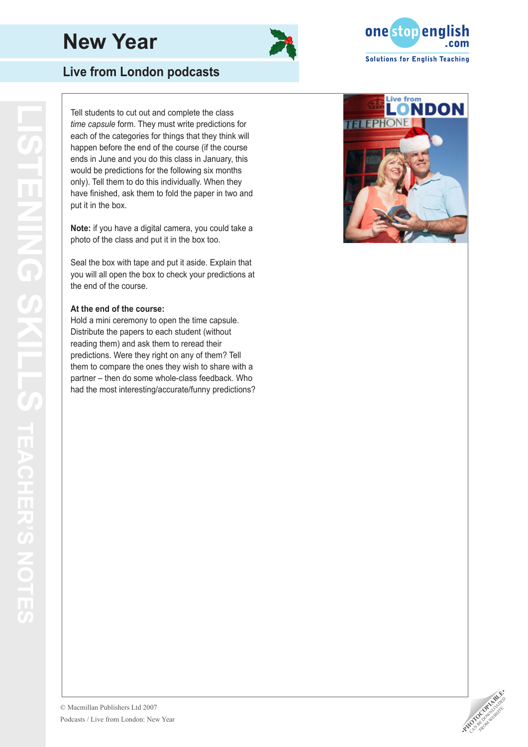# New Year

## Live from London podcasts

Tell students to cut out and complete the class *time capsule* form. They must write predictions for each of the categories for things that they think will happen before the end of the course (if the course ends in June and you do this class in January, this would be predictions for the following six months only). Tell them to do this individually. When they have finished, ask them to fold the paper in two and put it in the box.

**Note:** if you have a digital camera, you could take a photo of the class and put it in the box too.

Seal the box with tape and put it aside. Explain that you will all open the box to check your predictions at the end of the course.

**At the end of the course:**
Hold a mini ceremony to open the time capsule. Distribute the papers to each student (without reading them) and ask them to reread their predictions. Were they right on any of them? Tell them to compare the ones they wish to share with a partner – then do some whole-class feedback. Who had the most interesting/accurate/funny predictions?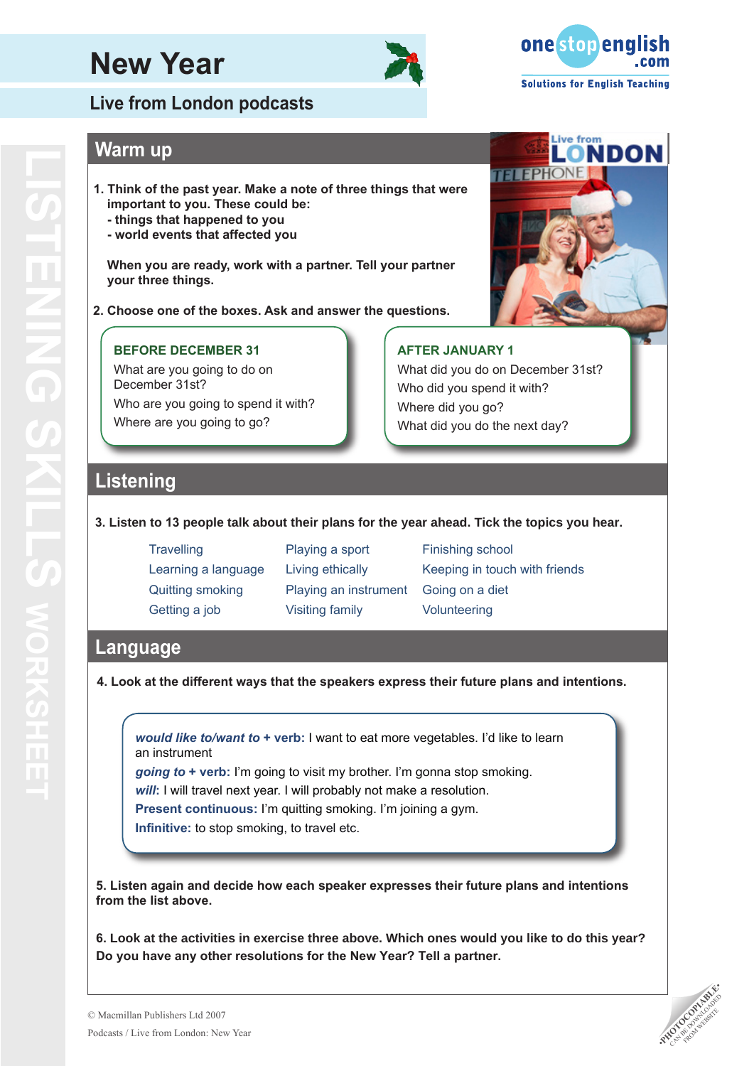# New Year

## Live from London podcasts

## Warm up

1. Think of the past year. Make a note of three things that were important to you. These could be:
   - things that happened to you
   - world events that affected you

   When you are ready, work with a partner. Tell your partner your three things.

2. Choose one of the boxes. Ask and answer the questions.

**BEFORE DECEMBER 31**

What are you going to do on December 31st?

Who are you going to spend it with?

Where are you going to go?

**AFTER JANUARY 1**

What did you do on December 31st?

Who did you spend it with?

Where did you go?

What did you do the next day?

## Listening

3. Listen to 13 people talk about their plans for the year ahead. Tick the topics you hear.

| | | |
|---|---|---|
| Travelling | Playing a sport | Finishing school |
| Learning a language | Living ethically | Keeping in touch with friends |
| Quitting smoking | Playing an instrument | Going on a diet |
| Getting a job | Visiting family | Volunteering |

## Language

4. Look at the different ways that the speakers express their future plans and intentions.

***would like to/want to* + verb:** I want to eat more vegetables. I'd like to learn an instrument

***going to* + verb:** I'm going to visit my brother. I'm gonna stop smoking.

***will*:** I will travel next year. I will probably not make a resolution.

**Present continuous:** I'm quitting smoking. I'm joining a gym.

**Infinitive:** to stop smoking, to travel etc.

5. Listen again and decide how each speaker expresses their future plans and intentions from the list above.

6. Look at the activities in exercise three above. Which ones would you like to do this year? Do you have any other resolutions for the New Year? Tell a partner.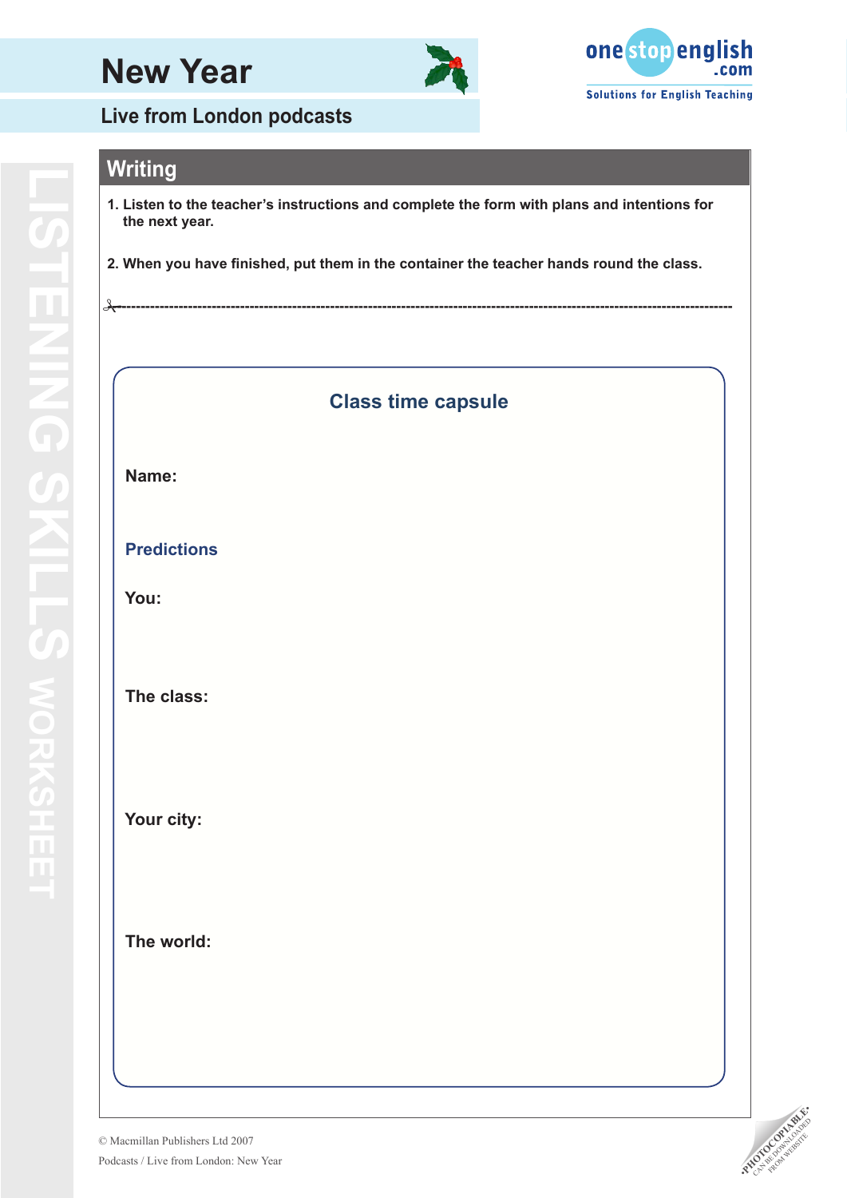# New Year

## Live from London podcasts

## Writing

1. Listen to the teacher's instructions and complete the form with plans and intentions for the next year.

2. When you have finished, put them in the container the teacher hands round the class.

✂-------------------------------------------------------------------------------------------

### Class time capsule

**Name:**

**Predictions**

**You:**

**The class:**

**Your city:**

**The world:**

© Macmillan Publishers Ltd 2007

Podcasts / Live from London: New Year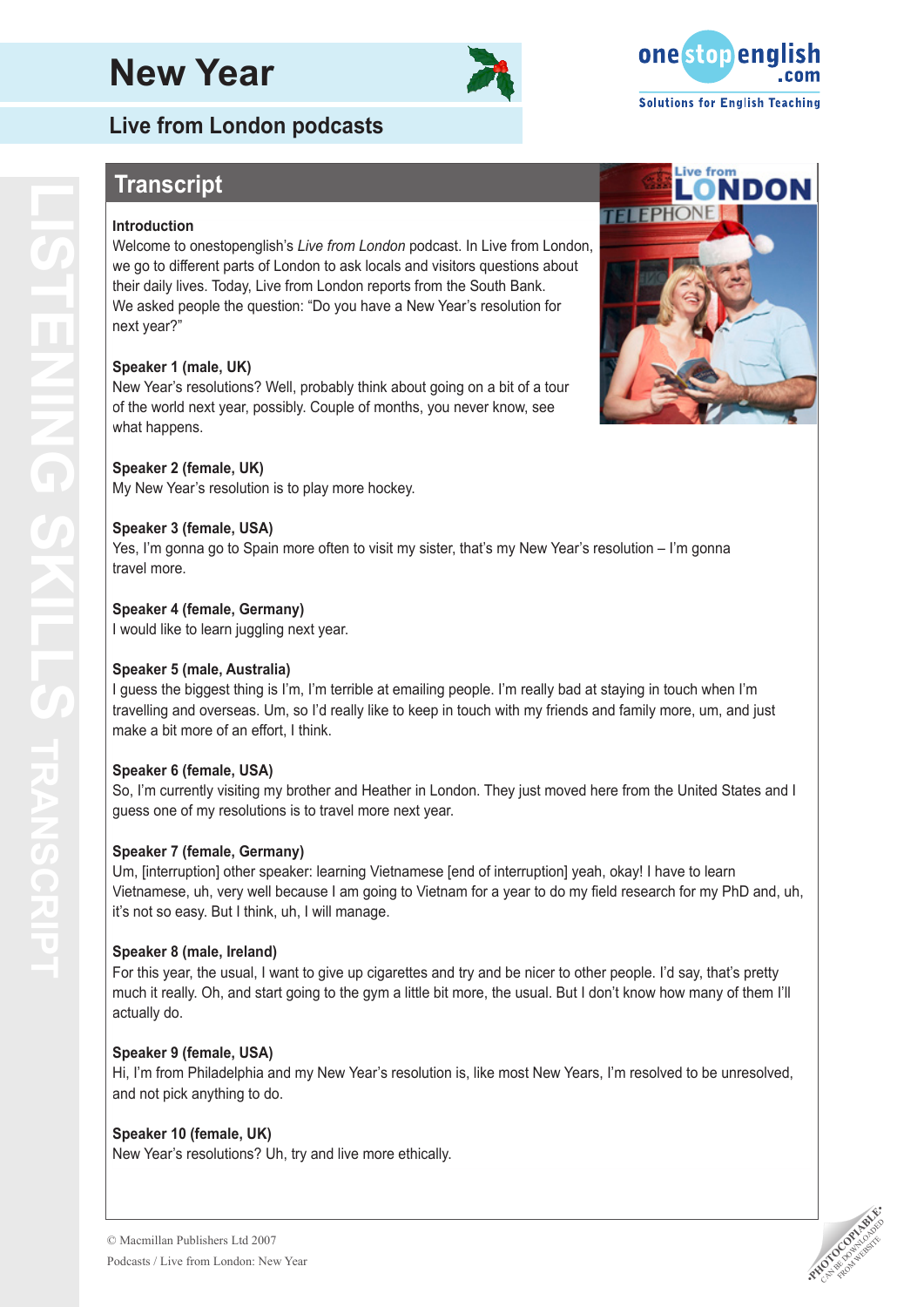# New Year

## Live from London podcasts

## Transcript

**Introduction**

Welcome to onestopenglish's *Live from London* podcast. In Live from London, we go to different parts of London to ask locals and visitors questions about their daily lives. Today, Live from London reports from the South Bank. We asked people the question: "Do you have a New Year's resolution for next year?"

**Speaker 1 (male, UK)**

New Year's resolutions? Well, probably think about going on a bit of a tour of the world next year, possibly. Couple of months, you never know, see what happens.

**Speaker 2 (female, UK)**

My New Year's resolution is to play more hockey.

**Speaker 3 (female, USA)**

Yes, I'm gonna go to Spain more often to visit my sister, that's my New Year's resolution – I'm gonna travel more.

**Speaker 4 (female, Germany)**

I would like to learn juggling next year.

**Speaker 5 (male, Australia)**

I guess the biggest thing is I'm, I'm terrible at emailing people. I'm really bad at staying in touch when I'm travelling and overseas. Um, so I'd really like to keep in touch with my friends and family more, um, and just make a bit more of an effort, I think.

**Speaker 6 (female, USA)**

So, I'm currently visiting my brother and Heather in London. They just moved here from the United States and I guess one of my resolutions is to travel more next year.

**Speaker 7 (female, Germany)**

Um, [interruption] other speaker: learning Vietnamese [end of interruption] yeah, okay! I have to learn Vietnamese, uh, very well because I am going to Vietnam for a year to do my field research for my PhD and, uh, it's not so easy. But I think, uh, I will manage.

**Speaker 8 (male, Ireland)**

For this year, the usual, I want to give up cigarettes and try and be nicer to other people. I'd say, that's pretty much it really. Oh, and start going to the gym a little bit more, the usual. But I don't know how many of them I'll actually do.

**Speaker 9 (female, USA)**

Hi, I'm from Philadelphia and my New Year's resolution is, like most New Years, I'm resolved to be unresolved, and not pick anything to do.

**Speaker 10 (female, UK)**

New Year's resolutions? Uh, try and live more ethically.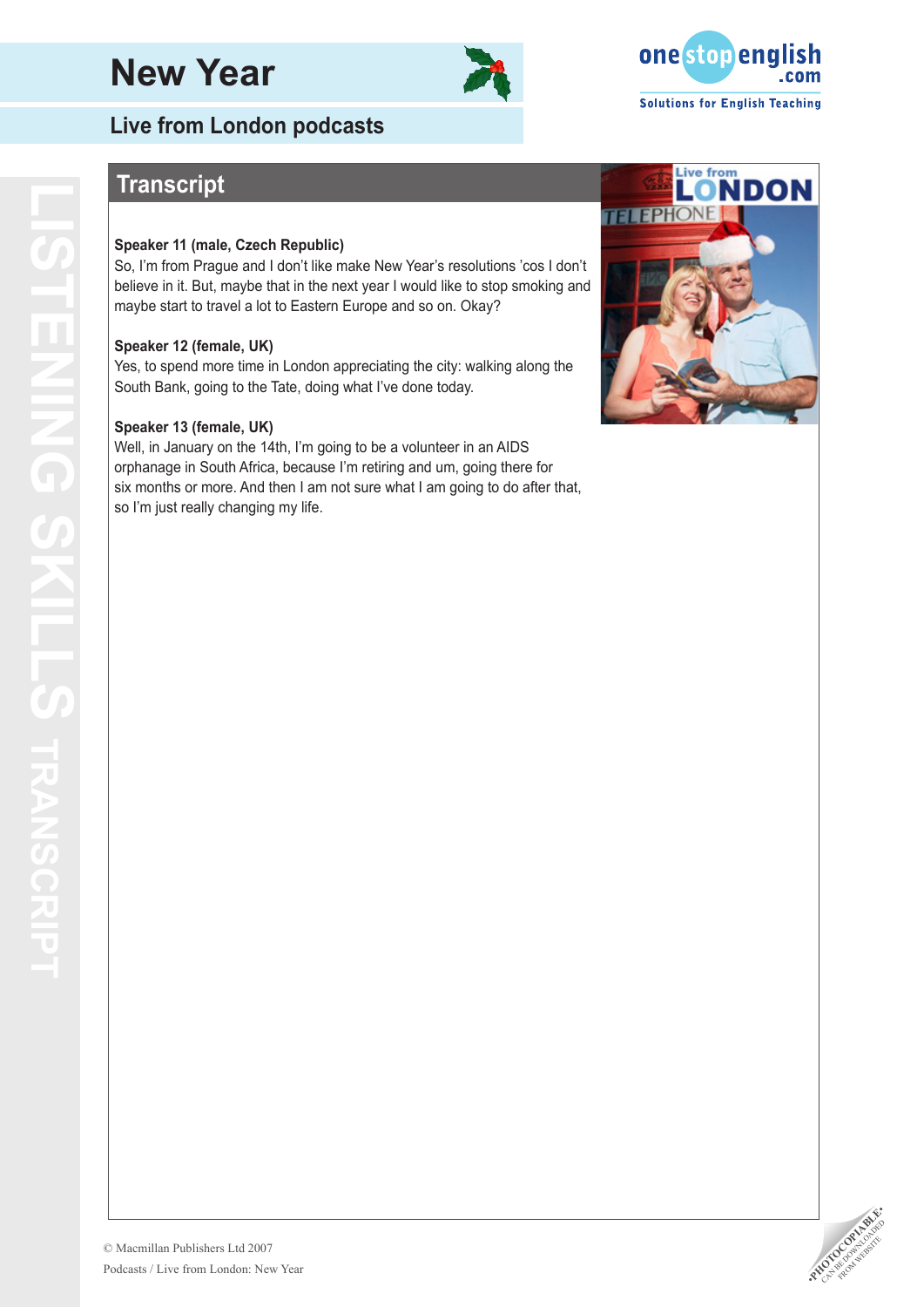# New Year

## Live from London podcasts

## Transcript

**Speaker 11 (male, Czech Republic)**
So, I'm from Prague and I don't like make New Year's resolutions 'cos I don't believe in it. But, maybe that in the next year I would like to stop smoking and maybe start to travel a lot to Eastern Europe and so on. Okay?

**Speaker 12 (female, UK)**
Yes, to spend more time in London appreciating the city: walking along the South Bank, going to the Tate, doing what I've done today.

**Speaker 13 (female, UK)**
Well, in January on the 14th, I'm going to be a volunteer in an AIDS orphanage in South Africa, because I'm retiring and um, going there for six months or more. And then I am not sure what I am going to do after that, so I'm just really changing my life.

© Macmillan Publishers Ltd 2007
Podcasts / Live from London: New Year